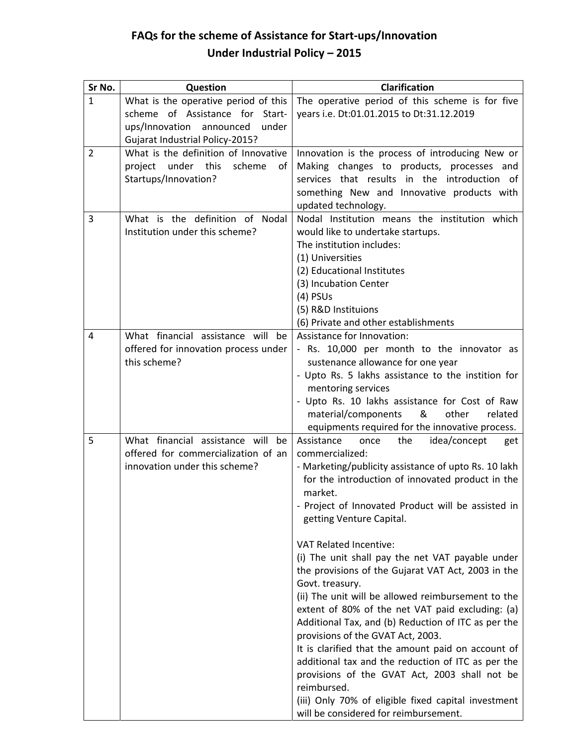# FAQs for the scheme of Assistance for Start-ups/Innovation Under Industrial Policy – 2015

| Sr No. | Question | Clarification |
|---|---|---|
| 1 | What is the operative period of this scheme of Assistance for Start-ups/Innovation announced under Gujarat Industrial Policy-2015? | The operative period of this scheme is for five years i.e. Dt:01.01.2015 to Dt:31.12.2019 |
| 2 | What is the definition of Innovative project under this scheme of Startups/Innovation? | Innovation is the process of introducing New or Making changes to products, processes and services that results in the introduction of something New and Innovative products with updated technology. |
| 3 | What is the definition of Nodal Institution under this scheme? | Nodal Institution means the institution which would like to undertake startups.<br>The institution includes:<br>(1) Universities<br>(2) Educational Institutes<br>(3) Incubation Center<br>(4) PSUs<br>(5) R&D Instituions<br>(6) Private and other establishments |
| 4 | What financial assistance will be offered for innovation process under this scheme? | Assistance for Innovation:<br>- Rs. 10,000 per month to the innovator as sustenance allowance for one year<br>- Upto Rs. 5 lakhs assistance to the instition for mentoring services<br>- Upto Rs. 10 lakhs assistance for Cost of Raw material/components & other related equipments required for the innovative process. |
| 5 | What financial assistance will be offered for commercialization of an innovation under this scheme? | Assistance once the idea/concept get commercialized:<br>- Marketing/publicity assistance of upto Rs. 10 lakh for the introduction of innovated product in the market.<br>- Project of Innovated Product will be assisted in getting Venture Capital.<br><br>VAT Related Incentive:<br>(i) The unit shall pay the net VAT payable under the provisions of the Gujarat VAT Act, 2003 in the Govt. treasury.<br>(ii) The unit will be allowed reimbursement to the extent of 80% of the net VAT paid excluding: (a) Additional Tax, and (b) Reduction of ITC as per the provisions of the GVAT Act, 2003.<br>It is clarified that the amount paid on account of additional tax and the reduction of ITC as per the provisions of the GVAT Act, 2003 shall not be reimbursed.<br>(iii) Only 70% of eligible fixed capital investment will be considered for reimbursement. |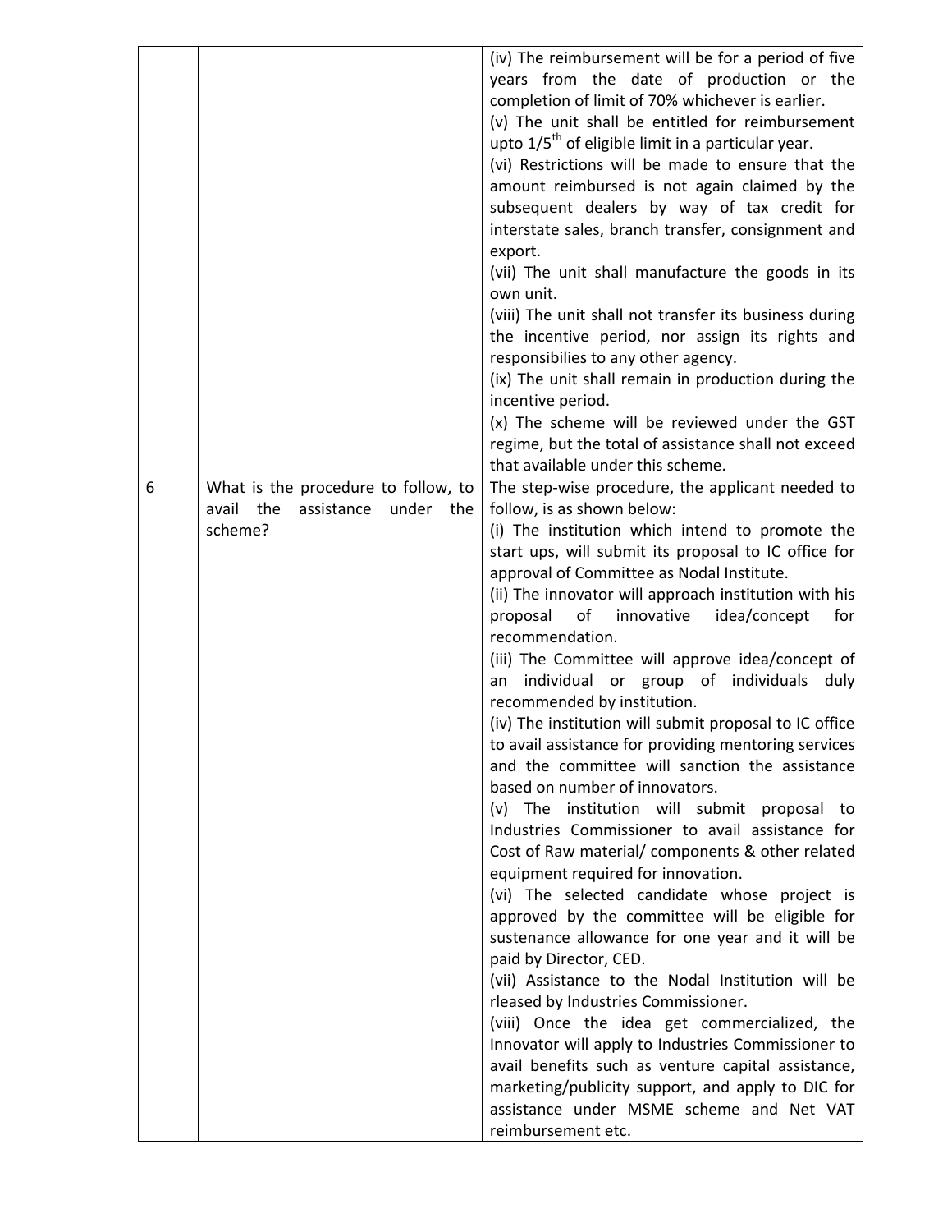| | | |
|---|---|---|
| | | (iv) The reimbursement will be for a period of five years from the date of production or the completion of limit of 70% whichever is earlier.<br>(v) The unit shall be entitled for reimbursement upto $1/5^{th}$ of eligible limit in a particular year.<br>(vi) Restrictions will be made to ensure that the amount reimbursed is not again claimed by the subsequent dealers by way of tax credit for interstate sales, branch transfer, consignment and export.<br>(vii) The unit shall manufacture the goods in its own unit.<br>(viii) The unit shall not transfer its business during the incentive period, nor assign its rights and responsibilies to any other agency.<br>(ix) The unit shall remain in production during the incentive period.<br>(x) The scheme will be reviewed under the GST regime, but the total of assistance shall not exceed that available under this scheme. |
| 6 | What is the procedure to follow, to avail the assistance under the scheme? | The step-wise procedure, the applicant needed to follow, is as shown below:<br>(i) The institution which intend to promote the start ups, will submit its proposal to IC office for approval of Committee as Nodal Institute.<br>(ii) The innovator will approach institution with his proposal of innovative idea/concept for recommendation.<br>(iii) The Committee will approve idea/concept of an individual or group of individuals duly recommended by institution.<br>(iv) The institution will submit proposal to IC office to avail assistance for providing mentoring services and the committee will sanction the assistance based on number of innovators.<br>(v) The institution will submit proposal to Industries Commissioner to avail assistance for Cost of Raw material/ components & other related equipment required for innovation.<br>(vi) The selected candidate whose project is approved by the committee will be eligible for sustenance allowance for one year and it will be paid by Director, CED.<br>(vii) Assistance to the Nodal Institution will be rleased by Industries Commissioner.<br>(viii) Once the idea get commercialized, the Innovator will apply to Industries Commissioner to avail benefits such as venture capital assistance, marketing/publicity support, and apply to DIC for assistance under MSME scheme and Net VAT reimbursement etc. |